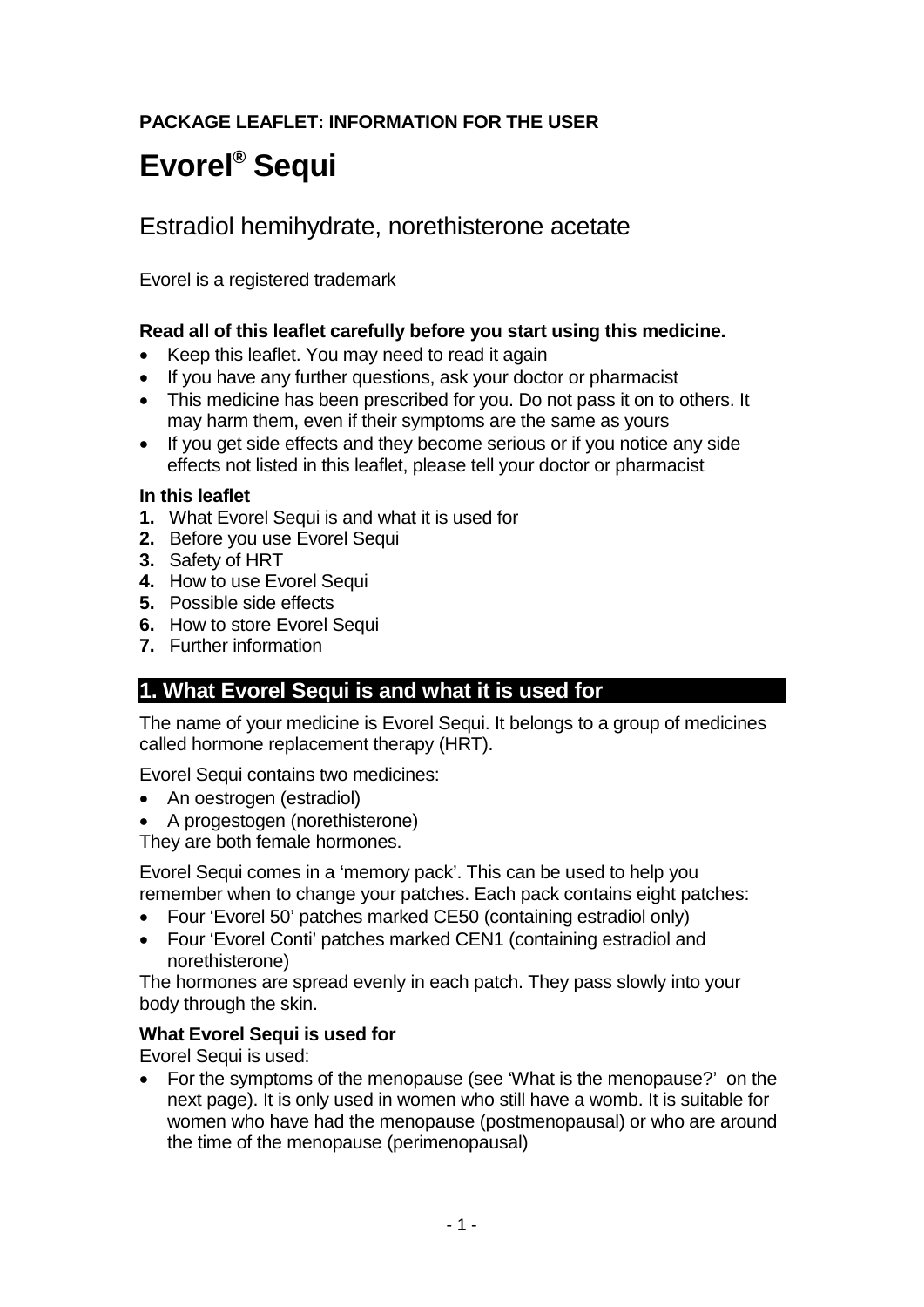**PACKAGE LEAFLET: INFORMATION FOR THE USER**

# Evorel® Sequi

## Estradiol hemihydrate, norethisterone acetate

Evorel is a registered trademark

**Read all of this leaflet carefully before you start using this medicine.**

- Keep this leaflet. You may need to read it again
- If you have any further questions, ask your doctor or pharmacist
- This medicine has been prescribed for you. Do not pass it on to others. It may harm them, even if their symptoms are the same as yours
- If you get side effects and they become serious or if you notice any side effects not listed in this leaflet, please tell your doctor or pharmacist

**In this leaflet**

1. What Evorel Sequi is and what it is used for
2. Before you use Evorel Sequi
3. Safety of HRT
4. How to use Evorel Sequi
5. Possible side effects
6. How to store Evorel Sequi
7. Further information

## 1. What Evorel Sequi is and what it is used for

The name of your medicine is Evorel Sequi. It belongs to a group of medicines called hormone replacement therapy (HRT).

Evorel Sequi contains two medicines:

- An oestrogen (estradiol)
- A progestogen (norethisterone)

They are both female hormones.

Evorel Sequi comes in a 'memory pack'. This can be used to help you remember when to change your patches. Each pack contains eight patches:

- Four 'Evorel 50' patches marked CE50 (containing estradiol only)
- Four 'Evorel Conti' patches marked CEN1 (containing estradiol and norethisterone)

The hormones are spread evenly in each patch. They pass slowly into your body through the skin.

**What Evorel Sequi is used for**

Evorel Sequi is used:

- For the symptoms of the menopause (see 'What is the menopause?' on the next page). It is only used in women who still have a womb. It is suitable for women who have had the menopause (postmenopausal) or who are around the time of the menopause (perimenopausal)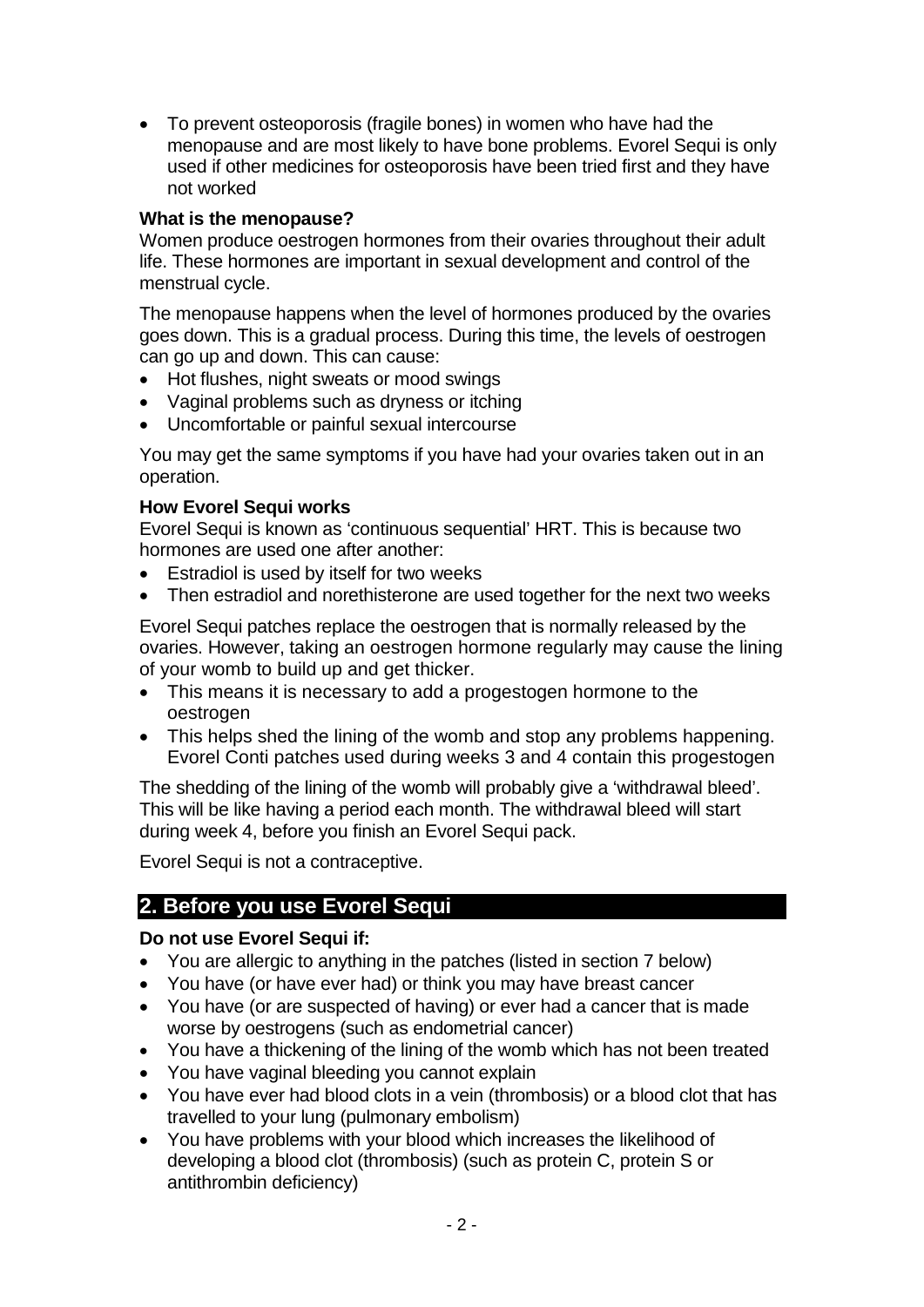- To prevent osteoporosis (fragile bones) in women who have had the menopause and are most likely to have bone problems. Evorel Sequi is only used if other medicines for osteoporosis have been tried first and they have not worked

**What is the menopause?**

Women produce oestrogen hormones from their ovaries throughout their adult life. These hormones are important in sexual development and control of the menstrual cycle.

The menopause happens when the level of hormones produced by the ovaries goes down. This is a gradual process. During this time, the levels of oestrogen can go up and down. This can cause:

- Hot flushes, night sweats or mood swings
- Vaginal problems such as dryness or itching
- Uncomfortable or painful sexual intercourse

You may get the same symptoms if you have had your ovaries taken out in an operation.

**How Evorel Sequi works**

Evorel Sequi is known as 'continuous sequential' HRT. This is because two hormones are used one after another:

- Estradiol is used by itself for two weeks
- Then estradiol and norethisterone are used together for the next two weeks

Evorel Sequi patches replace the oestrogen that is normally released by the ovaries. However, taking an oestrogen hormone regularly may cause the lining of your womb to build up and get thicker.

- This means it is necessary to add a progestogen hormone to the oestrogen
- This helps shed the lining of the womb and stop any problems happening. Evorel Conti patches used during weeks 3 and 4 contain this progestogen

The shedding of the lining of the womb will probably give a 'withdrawal bleed'. This will be like having a period each month. The withdrawal bleed will start during week 4, before you finish an Evorel Sequi pack.

Evorel Sequi is not a contraceptive.

## 2. Before you use Evorel Sequi

**Do not use Evorel Sequi if:**

- You are allergic to anything in the patches (listed in section 7 below)
- You have (or have ever had) or think you may have breast cancer
- You have (or are suspected of having) or ever had a cancer that is made worse by oestrogens (such as endometrial cancer)
- You have a thickening of the lining of the womb which has not been treated
- You have vaginal bleeding you cannot explain
- You have ever had blood clots in a vein (thrombosis) or a blood clot that has travelled to your lung (pulmonary embolism)
- You have problems with your blood which increases the likelihood of developing a blood clot (thrombosis) (such as protein C, protein S or antithrombin deficiency)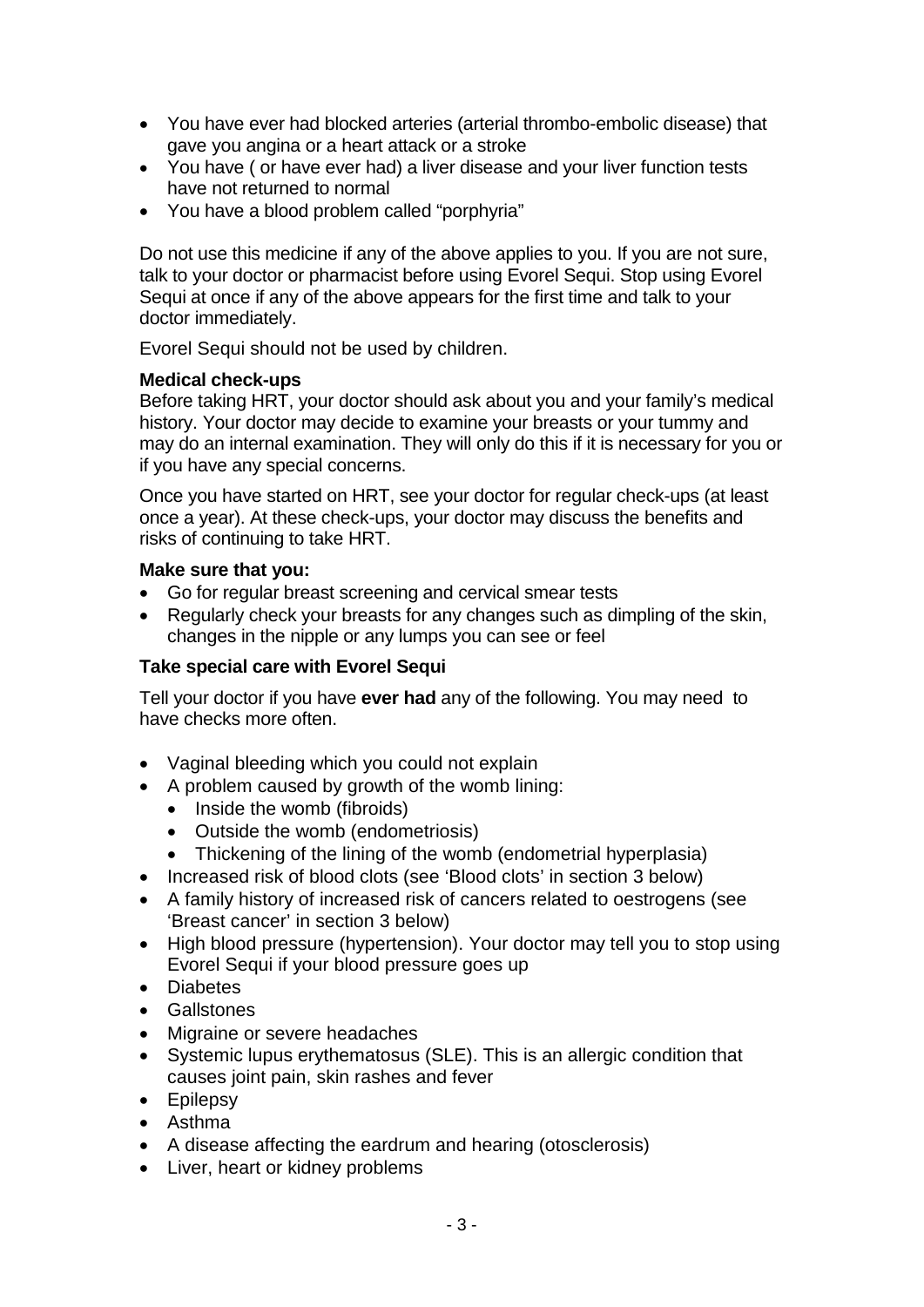- You have ever had blocked arteries (arterial thrombo-embolic disease) that gave you angina or a heart attack or a stroke
- You have ( or have ever had) a liver disease and your liver function tests have not returned to normal
- You have a blood problem called "porphyria"

Do not use this medicine if any of the above applies to you. If you are not sure, talk to your doctor or pharmacist before using Evorel Sequi. Stop using Evorel Sequi at once if any of the above appears for the first time and talk to your doctor immediately.

Evorel Sequi should not be used by children.

**Medical check-ups**

Before taking HRT, your doctor should ask about you and your family's medical history. Your doctor may decide to examine your breasts or your tummy and may do an internal examination. They will only do this if it is necessary for you or if you have any special concerns.

Once you have started on HRT, see your doctor for regular check-ups (at least once a year). At these check-ups, your doctor may discuss the benefits and risks of continuing to take HRT.

**Make sure that you:**

- Go for regular breast screening and cervical smear tests
- Regularly check your breasts for any changes such as dimpling of the skin, changes in the nipple or any lumps you can see or feel

**Take special care with Evorel Sequi**

Tell your doctor if you have **ever had** any of the following. You may need to have checks more often.

- Vaginal bleeding which you could not explain
- A problem caused by growth of the womb lining:
  - Inside the womb (fibroids)
  - Outside the womb (endometriosis)
  - Thickening of the lining of the womb (endometrial hyperplasia)
- Increased risk of blood clots (see 'Blood clots' in section 3 below)
- A family history of increased risk of cancers related to oestrogens (see 'Breast cancer' in section 3 below)
- High blood pressure (hypertension). Your doctor may tell you to stop using Evorel Sequi if your blood pressure goes up
- Diabetes
- Gallstones
- Migraine or severe headaches
- Systemic lupus erythematosus (SLE). This is an allergic condition that causes joint pain, skin rashes and fever
- Epilepsy
- Asthma
- A disease affecting the eardrum and hearing (otosclerosis)
- Liver, heart or kidney problems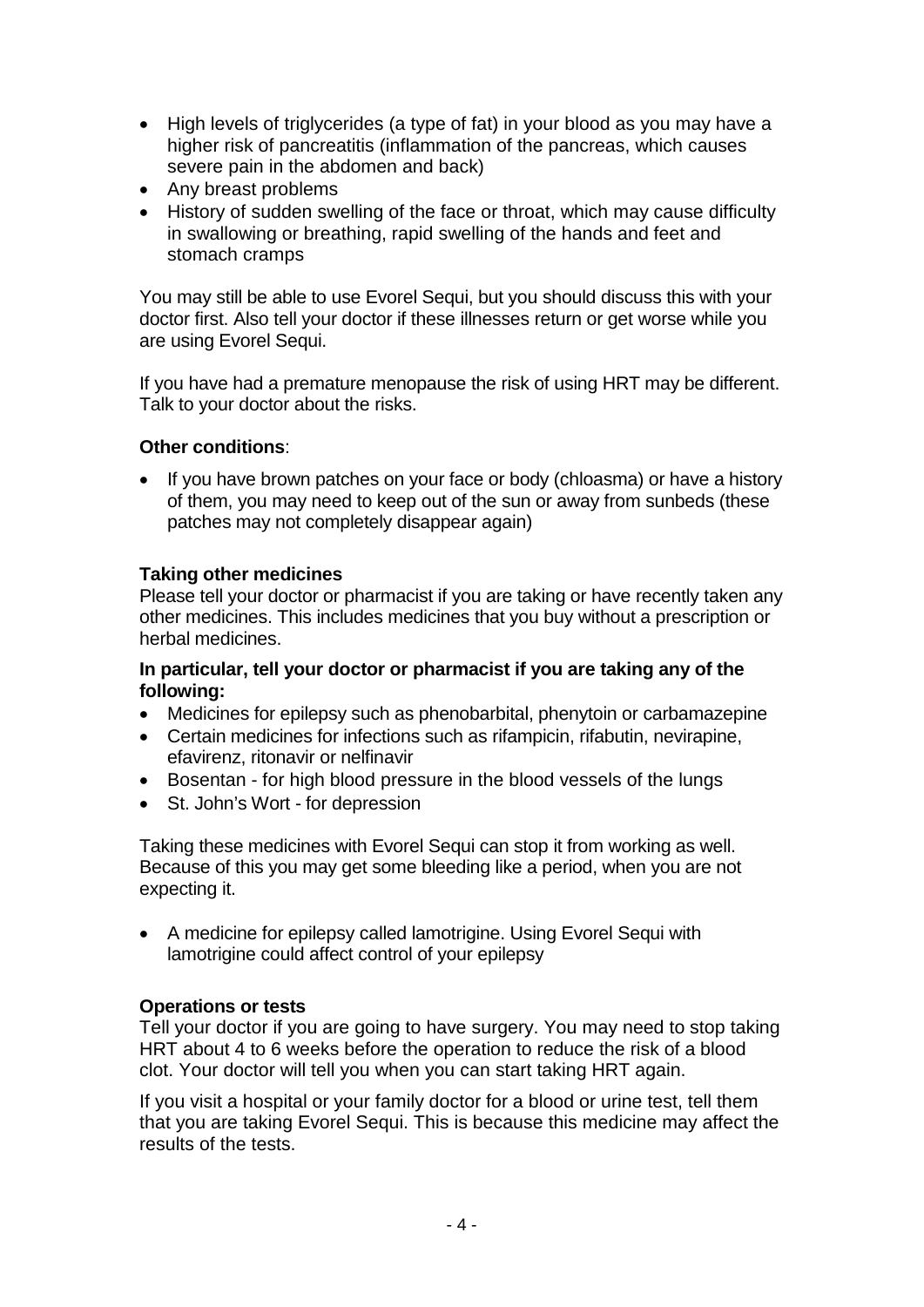- High levels of triglycerides (a type of fat) in your blood as you may have a higher risk of pancreatitis (inflammation of the pancreas, which causes severe pain in the abdomen and back)
- Any breast problems
- History of sudden swelling of the face or throat, which may cause difficulty in swallowing or breathing, rapid swelling of the hands and feet and stomach cramps

You may still be able to use Evorel Sequi, but you should discuss this with your doctor first. Also tell your doctor if these illnesses return or get worse while you are using Evorel Sequi.

If you have had a premature menopause the risk of using HRT may be different. Talk to your doctor about the risks.

**Other conditions**:

- If you have brown patches on your face or body (chloasma) or have a history of them, you may need to keep out of the sun or away from sunbeds (these patches may not completely disappear again)

**Taking other medicines**

Please tell your doctor or pharmacist if you are taking or have recently taken any other medicines. This includes medicines that you buy without a prescription or herbal medicines.

**In particular, tell your doctor or pharmacist if you are taking any of the following:**

- Medicines for epilepsy such as phenobarbital, phenytoin or carbamazepine
- Certain medicines for infections such as rifampicin, rifabutin, nevirapine, efavirenz, ritonavir or nelfinavir
- Bosentan - for high blood pressure in the blood vessels of the lungs
- St. John's Wort - for depression

Taking these medicines with Evorel Sequi can stop it from working as well. Because of this you may get some bleeding like a period, when you are not expecting it.

- A medicine for epilepsy called lamotrigine. Using Evorel Sequi with lamotrigine could affect control of your epilepsy

**Operations or tests**

Tell your doctor if you are going to have surgery. You may need to stop taking HRT about 4 to 6 weeks before the operation to reduce the risk of a blood clot. Your doctor will tell you when you can start taking HRT again.

If you visit a hospital or your family doctor for a blood or urine test, tell them that you are taking Evorel Sequi. This is because this medicine may affect the results of the tests.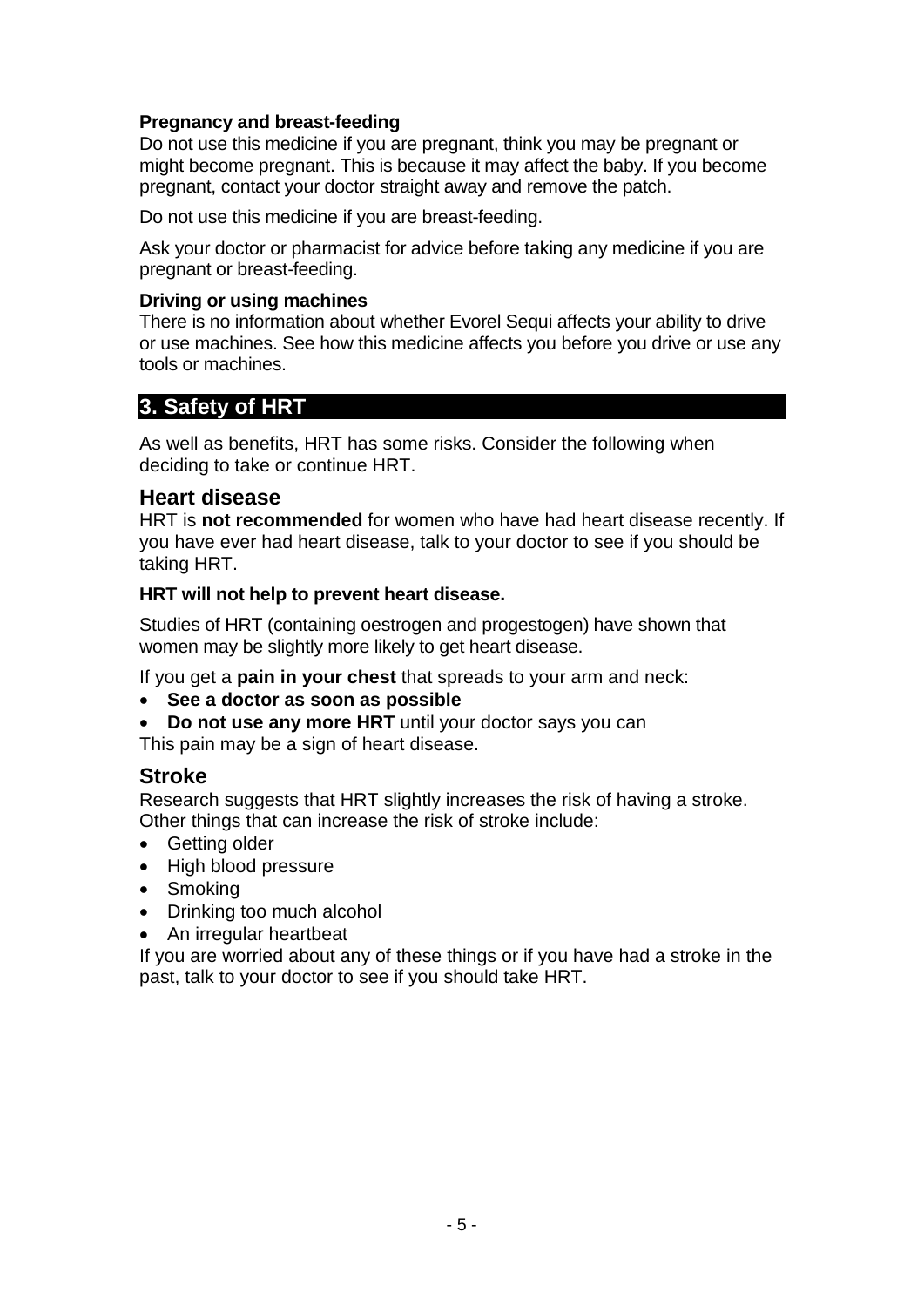**Pregnancy and breast-feeding**

Do not use this medicine if you are pregnant, think you may be pregnant or might become pregnant. This is because it may affect the baby. If you become pregnant, contact your doctor straight away and remove the patch.

Do not use this medicine if you are breast-feeding.

Ask your doctor or pharmacist for advice before taking any medicine if you are pregnant or breast-feeding.

**Driving or using machines**

There is no information about whether Evorel Sequi affects your ability to drive or use machines. See how this medicine affects you before you drive or use any tools or machines.

## 3. Safety of HRT

As well as benefits, HRT has some risks. Consider the following when deciding to take or continue HRT.

### Heart disease

HRT is **not recommended** for women who have had heart disease recently. If you have ever had heart disease, talk to your doctor to see if you should be taking HRT.

**HRT will not help to prevent heart disease.**

Studies of HRT (containing oestrogen and progestogen) have shown that women may be slightly more likely to get heart disease.

If you get a **pain in your chest** that spreads to your arm and neck:

- **See a doctor as soon as possible**
- **Do not use any more HRT** until your doctor says you can

This pain may be a sign of heart disease.

### Stroke

Research suggests that HRT slightly increases the risk of having a stroke. Other things that can increase the risk of stroke include:

- Getting older
- High blood pressure
- Smoking
- Drinking too much alcohol
- An irregular heartbeat

If you are worried about any of these things or if you have had a stroke in the past, talk to your doctor to see if you should take HRT.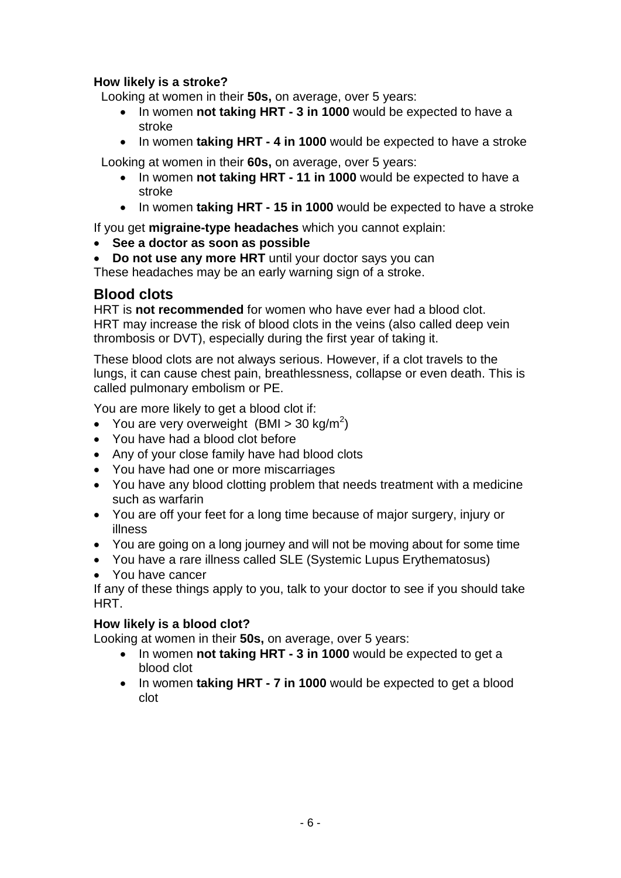**How likely is a stroke?**

Looking at women in their **50s,** on average, over 5 years:

- In women **not taking HRT - 3 in 1000** would be expected to have a stroke
- In women **taking HRT - 4 in 1000** would be expected to have a stroke

Looking at women in their **60s,** on average, over 5 years:

- In women **not taking HRT - 11 in 1000** would be expected to have a stroke
- In women **taking HRT - 15 in 1000** would be expected to have a stroke

If you get **migraine-type headaches** which you cannot explain:

- **See a doctor as soon as possible**
- **Do not use any more HRT** until your doctor says you can

These headaches may be an early warning sign of a stroke.

## Blood clots

HRT is **not recommended** for women who have ever had a blood clot.
HRT may increase the risk of blood clots in the veins (also called deep vein thrombosis or DVT), especially during the first year of taking it.

These blood clots are not always serious. However, if a clot travels to the lungs, it can cause chest pain, breathlessness, collapse or even death. This is called pulmonary embolism or PE.

You are more likely to get a blood clot if:

- You are very overweight (BMI > 30 kg/m$^2$)
- You have had a blood clot before
- Any of your close family have had blood clots
- You have had one or more miscarriages
- You have any blood clotting problem that needs treatment with a medicine such as warfarin
- You are off your feet for a long time because of major surgery, injury or illness
- You are going on a long journey and will not be moving about for some time
- You have a rare illness called SLE (Systemic Lupus Erythematosus)
- You have cancer

If any of these things apply to you, talk to your doctor to see if you should take HRT.

**How likely is a blood clot?**

Looking at women in their **50s,** on average, over 5 years:

- In women **not taking HRT - 3 in 1000** would be expected to get a blood clot
- In women **taking HRT - 7 in 1000** would be expected to get a blood clot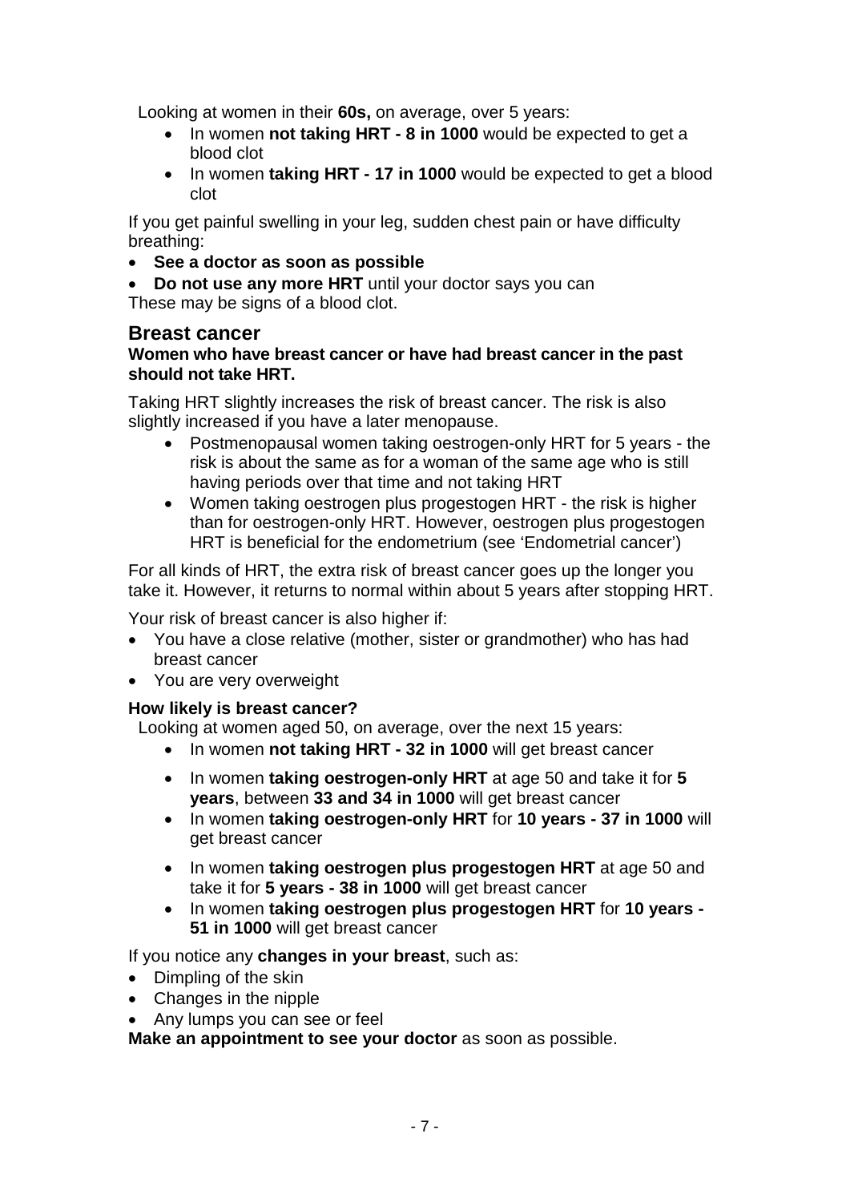Looking at women in their **60s,** on average, over 5 years:

- In women **not taking HRT - 8 in 1000** would be expected to get a blood clot
- In women **taking HRT - 17 in 1000** would be expected to get a blood clot

If you get painful swelling in your leg, sudden chest pain or have difficulty breathing:

- **See a doctor as soon as possible**
- **Do not use any more HRT** until your doctor says you can

These may be signs of a blood clot.

## Breast cancer

**Women who have breast cancer or have had breast cancer in the past should not take HRT.**

Taking HRT slightly increases the risk of breast cancer. The risk is also slightly increased if you have a later menopause.

- Postmenopausal women taking oestrogen-only HRT for 5 years - the risk is about the same as for a woman of the same age who is still having periods over that time and not taking HRT
- Women taking oestrogen plus progestogen HRT - the risk is higher than for oestrogen-only HRT. However, oestrogen plus progestogen HRT is beneficial for the endometrium (see 'Endometrial cancer')

For all kinds of HRT, the extra risk of breast cancer goes up the longer you take it. However, it returns to normal within about 5 years after stopping HRT.

Your risk of breast cancer is also higher if:

- You have a close relative (mother, sister or grandmother) who has had breast cancer
- You are very overweight

**How likely is breast cancer?**

Looking at women aged 50, on average, over the next 15 years:

- In women **not taking HRT - 32 in 1000** will get breast cancer
- In women **taking oestrogen-only HRT** at age 50 and take it for **5 years**, between **33 and 34 in 1000** will get breast cancer
- In women **taking oestrogen-only HRT** for **10 years - 37 in 1000** will get breast cancer
- In women **taking oestrogen plus progestogen HRT** at age 50 and take it for **5 years - 38 in 1000** will get breast cancer
- In women **taking oestrogen plus progestogen HRT** for **10 years - 51 in 1000** will get breast cancer

If you notice any **changes in your breast**, such as:

- Dimpling of the skin
- Changes in the nipple
- Any lumps you can see or feel

**Make an appointment to see your doctor** as soon as possible.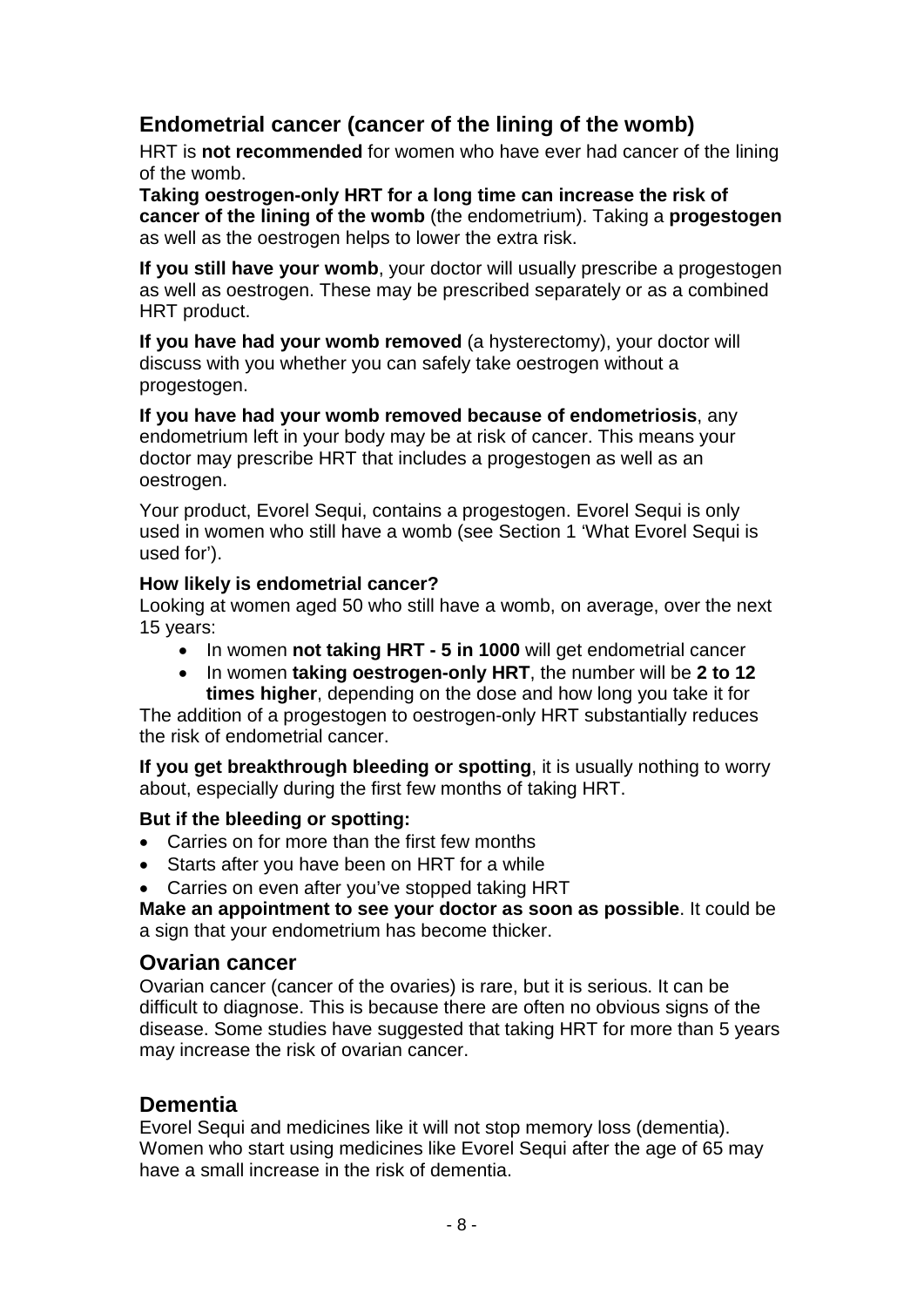## Endometrial cancer (cancer of the lining of the womb)

HRT is **not recommended** for women who have ever had cancer of the lining of the womb.

**Taking oestrogen-only HRT for a long time can increase the risk of cancer of the lining of the womb** (the endometrium). Taking a **progestogen** as well as the oestrogen helps to lower the extra risk.

**If you still have your womb**, your doctor will usually prescribe a progestogen as well as oestrogen. These may be prescribed separately or as a combined HRT product.

**If you have had your womb removed** (a hysterectomy), your doctor will discuss with you whether you can safely take oestrogen without a progestogen.

**If you have had your womb removed because of endometriosis**, any endometrium left in your body may be at risk of cancer. This means your doctor may prescribe HRT that includes a progestogen as well as an oestrogen.

Your product, Evorel Sequi, contains a progestogen. Evorel Sequi is only used in women who still have a womb (see Section 1 'What Evorel Sequi is used for').

**How likely is endometrial cancer?**

Looking at women aged 50 who still have a womb, on average, over the next 15 years:

- In women **not taking HRT - 5 in 1000** will get endometrial cancer
- In women **taking oestrogen-only HRT**, the number will be **2 to 12 times higher**, depending on the dose and how long you take it for

The addition of a progestogen to oestrogen-only HRT substantially reduces the risk of endometrial cancer.

**If you get breakthrough bleeding or spotting**, it is usually nothing to worry about, especially during the first few months of taking HRT.

**But if the bleeding or spotting:**

- Carries on for more than the first few months
- Starts after you have been on HRT for a while
- Carries on even after you've stopped taking HRT

**Make an appointment to see your doctor as soon as possible**. It could be a sign that your endometrium has become thicker.

## Ovarian cancer

Ovarian cancer (cancer of the ovaries) is rare, but it is serious. It can be difficult to diagnose. This is because there are often no obvious signs of the disease. Some studies have suggested that taking HRT for more than 5 years may increase the risk of ovarian cancer.

## Dementia

Evorel Sequi and medicines like it will not stop memory loss (dementia). Women who start using medicines like Evorel Sequi after the age of 65 may have a small increase in the risk of dementia.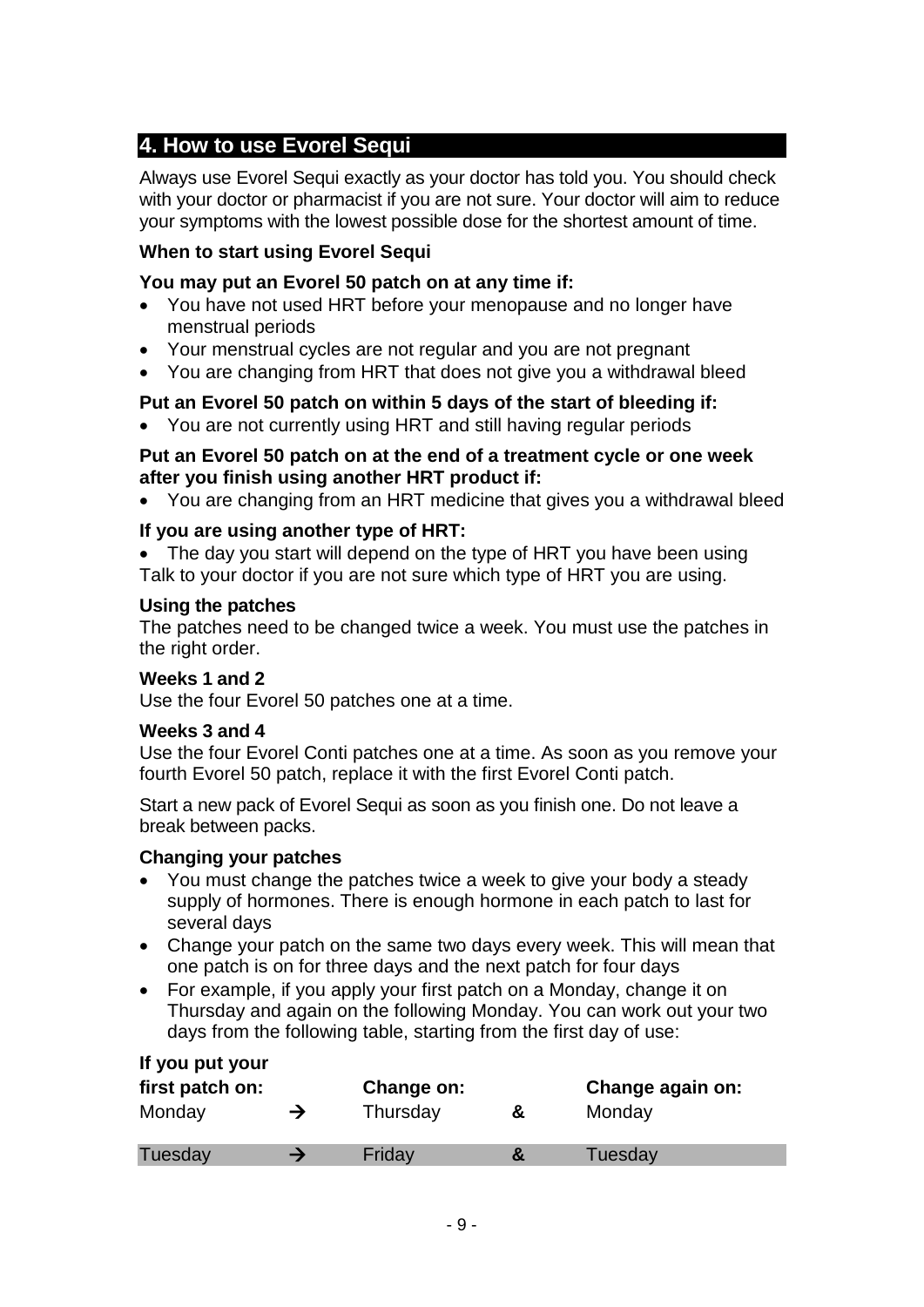## 4. How to use Evorel Sequi

Always use Evorel Sequi exactly as your doctor has told you. You should check with your doctor or pharmacist if you are not sure. Your doctor will aim to reduce your symptoms with the lowest possible dose for the shortest amount of time.

**When to start using Evorel Sequi**

**You may put an Evorel 50 patch on at any time if:**

- You have not used HRT before your menopause and no longer have menstrual periods
- Your menstrual cycles are not regular and you are not pregnant
- You are changing from HRT that does not give you a withdrawal bleed

**Put an Evorel 50 patch on within 5 days of the start of bleeding if:**

- You are not currently using HRT and still having regular periods

**Put an Evorel 50 patch on at the end of a treatment cycle or one week after you finish using another HRT product if:**

- You are changing from an HRT medicine that gives you a withdrawal bleed

**If you are using another type of HRT:**

- The day you start will depend on the type of HRT you have been using

Talk to your doctor if you are not sure which type of HRT you are using.

**Using the patches**

The patches need to be changed twice a week. You must use the patches in the right order.

**Weeks 1 and 2**

Use the four Evorel 50 patches one at a time.

**Weeks 3 and 4**

Use the four Evorel Conti patches one at a time. As soon as you remove your fourth Evorel 50 patch, replace it with the first Evorel Conti patch.

Start a new pack of Evorel Sequi as soon as you finish one. Do not leave a break between packs.

**Changing your patches**

- You must change the patches twice a week to give your body a steady supply of hormones. There is enough hormone in each patch to last for several days
- Change your patch on the same two days every week. This will mean that one patch is on for three days and the next patch for four days
- For example, if you apply your first patch on a Monday, change it on Thursday and again on the following Monday. You can work out your two days from the following table, starting from the first day of use:

| If you put your first patch on: | | Change on: | | Change again on: |
|---|---|---|---|---|
| Monday | → | Thursday | & | Monday |
| Tuesday | → | Friday | & | Tuesday |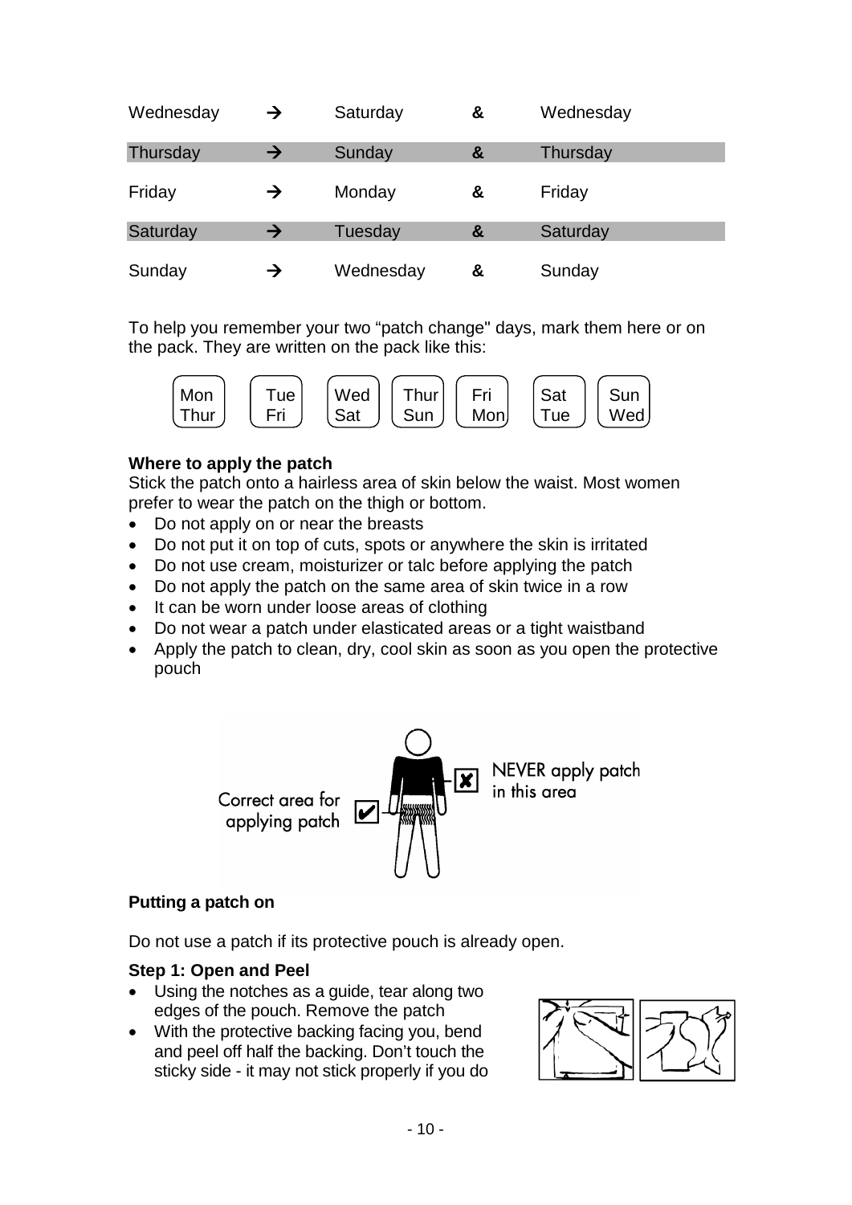| | | | | |
|---|---|---|---|---|
| Wednesday | → | Saturday | & | Wednesday |
| Thursday | → | Sunday | & | Thursday |
| Friday | → | Monday | & | Friday |
| Saturday | → | Tuesday | & | Saturday |
| Sunday | → | Wednesday | & | Sunday |

To help you remember your two "patch change" days, mark them here or on the pack. They are written on the pack like this:

| | | | | | | |
|---|---|---|---|---|---|---|
| Mon | Tue | Wed | Thur | Fri | Sat | Sun |
| Thur | Fri | Sat | Sun | Mon | Tue | Wed |

**Where to apply the patch**

Stick the patch onto a hairless area of skin below the waist. Most women prefer to wear the patch on the thigh or bottom.

- Do not apply on or near the breasts
- Do not put it on top of cuts, spots or anywhere the skin is irritated
- Do not use cream, moisturizer or talc before applying the patch
- Do not apply the patch on the same area of skin twice in a row
- It can be worn under loose areas of clothing
- Do not wear a patch under elasticated areas or a tight waistband
- Apply the patch to clean, dry, cool skin as soon as you open the protective pouch

Correct area for applying patch

NEVER apply patch in this area

**Putting a patch on**

Do not use a patch if its protective pouch is already open.

**Step 1: Open and Peel**

- Using the notches as a guide, tear along two edges of the pouch. Remove the patch
- With the protective backing facing you, bend and peel off half the backing. Don't touch the sticky side - it may not stick properly if you do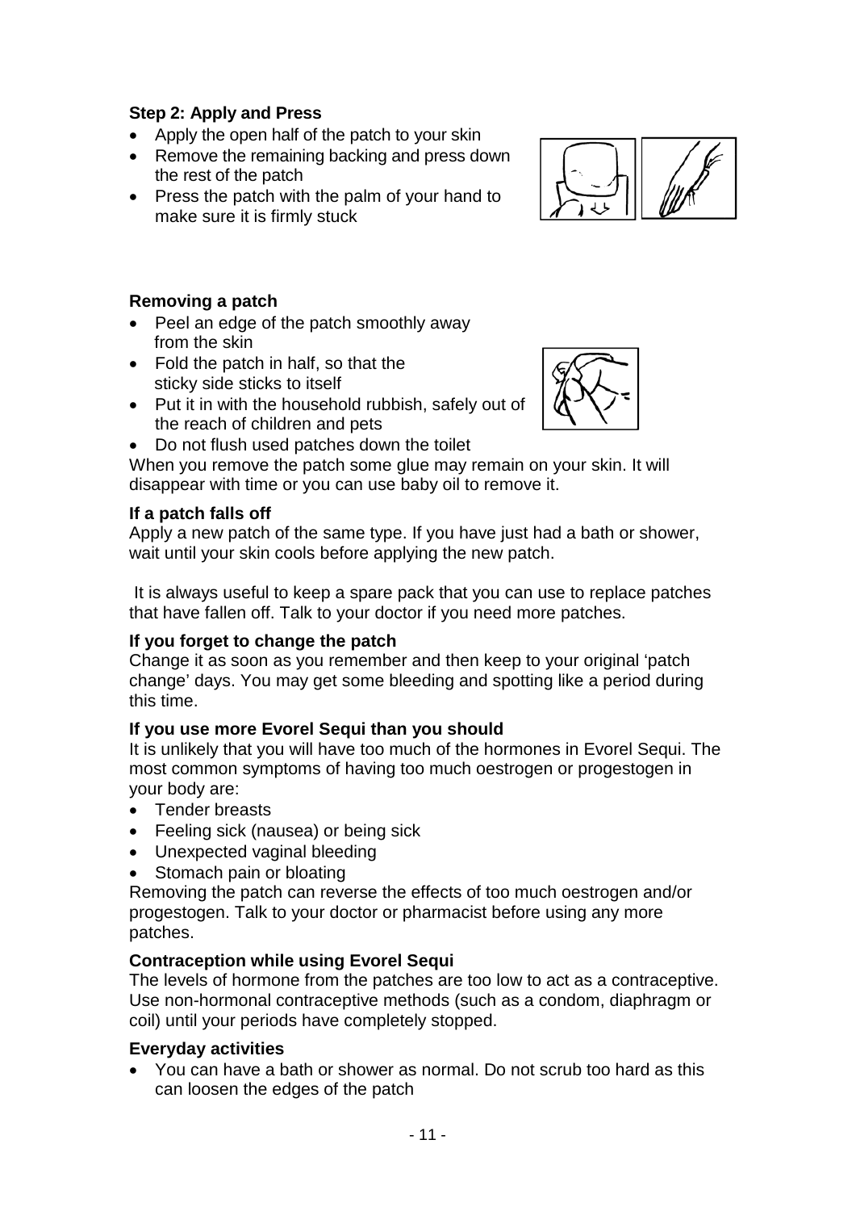**Step 2: Apply and Press**

- Apply the open half of the patch to your skin
- Remove the remaining backing and press down the rest of the patch
- Press the patch with the palm of your hand to make sure it is firmly stuck

**Removing a patch**

- Peel an edge of the patch smoothly away from the skin
- Fold the patch in half, so that the sticky side sticks to itself
- Put it in with the household rubbish, safely out of the reach of children and pets
- Do not flush used patches down the toilet

When you remove the patch some glue may remain on your skin. It will disappear with time or you can use baby oil to remove it.

**If a patch falls off**

Apply a new patch of the same type. If you have just had a bath or shower, wait until your skin cools before applying the new patch.

It is always useful to keep a spare pack that you can use to replace patches that have fallen off. Talk to your doctor if you need more patches.

**If you forget to change the patch**

Change it as soon as you remember and then keep to your original 'patch change' days. You may get some bleeding and spotting like a period during this time.

**If you use more Evorel Sequi than you should**

It is unlikely that you will have too much of the hormones in Evorel Sequi. The most common symptoms of having too much oestrogen or progestogen in your body are:

- Tender breasts
- Feeling sick (nausea) or being sick
- Unexpected vaginal bleeding
- Stomach pain or bloating

Removing the patch can reverse the effects of too much oestrogen and/or progestogen. Talk to your doctor or pharmacist before using any more patches.

**Contraception while using Evorel Sequi**

The levels of hormone from the patches are too low to act as a contraceptive. Use non-hormonal contraceptive methods (such as a condom, diaphragm or coil) until your periods have completely stopped.

**Everyday activities**

- You can have a bath or shower as normal. Do not scrub too hard as this can loosen the edges of the patch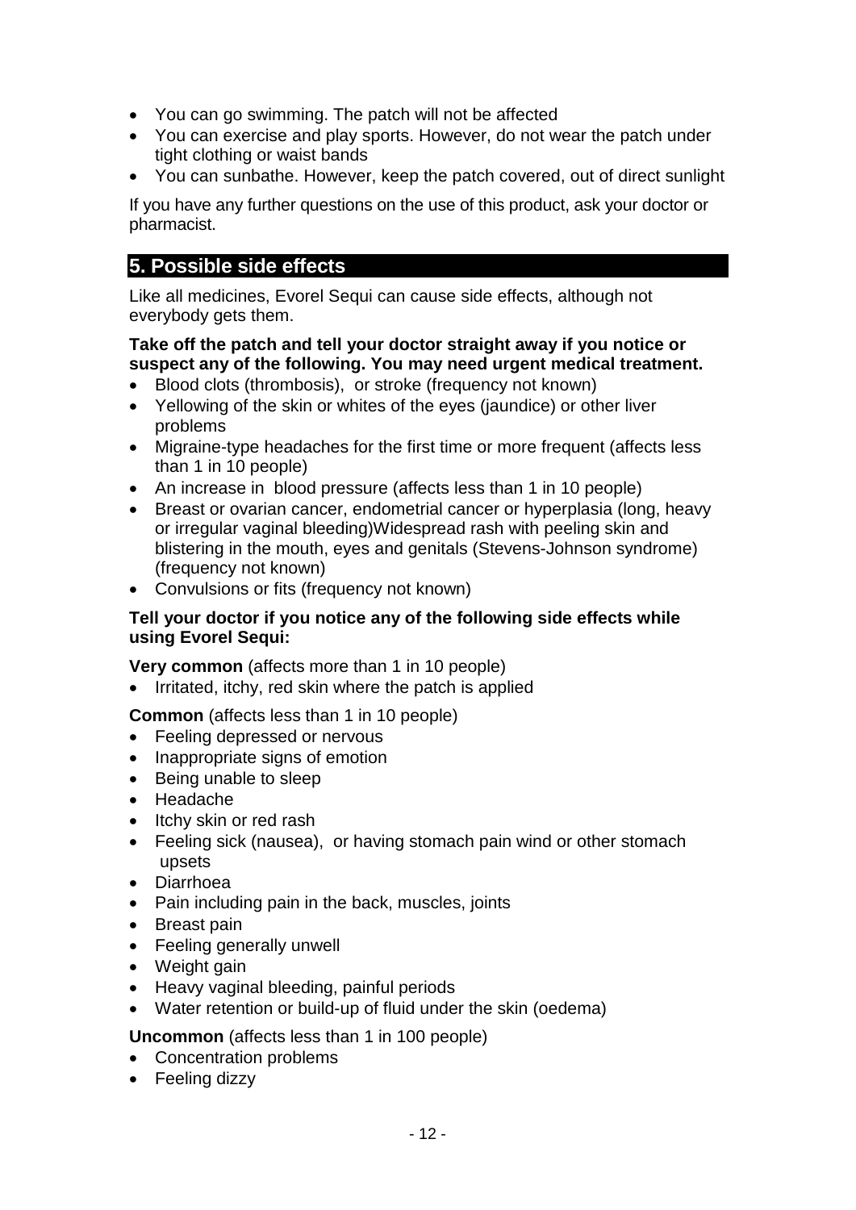- You can go swimming. The patch will not be affected
- You can exercise and play sports. However, do not wear the patch under tight clothing or waist bands
- You can sunbathe. However, keep the patch covered, out of direct sunlight

If you have any further questions on the use of this product, ask your doctor or pharmacist.

## 5. Possible side effects

Like all medicines, Evorel Sequi can cause side effects, although not everybody gets them.

**Take off the patch and tell your doctor straight away if you notice or suspect any of the following. You may need urgent medical treatment.**

- Blood clots (thrombosis), or stroke (frequency not known)
- Yellowing of the skin or whites of the eyes (jaundice) or other liver problems
- Migraine-type headaches for the first time or more frequent (affects less than 1 in 10 people)
- An increase in blood pressure (affects less than 1 in 10 people)
- Breast or ovarian cancer, endometrial cancer or hyperplasia (long, heavy or irregular vaginal bleeding)Widespread rash with peeling skin and blistering in the mouth, eyes and genitals (Stevens-Johnson syndrome) (frequency not known)
- Convulsions or fits (frequency not known)

**Tell your doctor if you notice any of the following side effects while using Evorel Sequi:**

**Very common** (affects more than 1 in 10 people)

- Irritated, itchy, red skin where the patch is applied

**Common** (affects less than 1 in 10 people)

- Feeling depressed or nervous
- Inappropriate signs of emotion
- Being unable to sleep
- Headache
- Itchy skin or red rash
- Feeling sick (nausea), or having stomach pain wind or other stomach upsets
- Diarrhoea
- Pain including pain in the back, muscles, joints
- Breast pain
- Feeling generally unwell
- Weight gain
- Heavy vaginal bleeding, painful periods
- Water retention or build-up of fluid under the skin (oedema)

**Uncommon** (affects less than 1 in 100 people)

- Concentration problems
- Feeling dizzy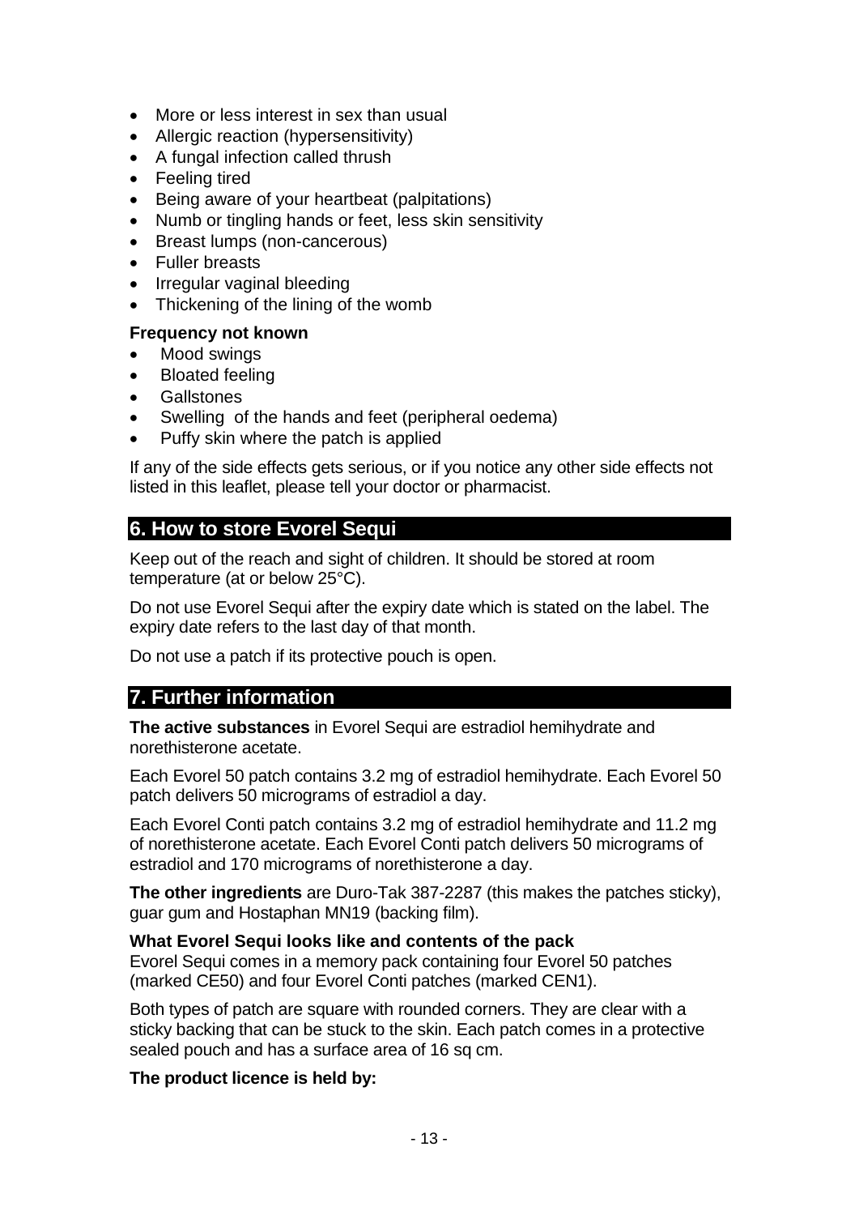- More or less interest in sex than usual
- Allergic reaction (hypersensitivity)
- A fungal infection called thrush
- Feeling tired
- Being aware of your heartbeat (palpitations)
- Numb or tingling hands or feet, less skin sensitivity
- Breast lumps (non-cancerous)
- Fuller breasts
- Irregular vaginal bleeding
- Thickening of the lining of the womb

**Frequency not known**

- Mood swings
- Bloated feeling
- Gallstones
- Swelling of the hands and feet (peripheral oedema)
- Puffy skin where the patch is applied

If any of the side effects gets serious, or if you notice any other side effects not listed in this leaflet, please tell your doctor or pharmacist.

## 6. How to store Evorel Sequi

Keep out of the reach and sight of children. It should be stored at room temperature (at or below 25°C).

Do not use Evorel Sequi after the expiry date which is stated on the label. The expiry date refers to the last day of that month.

Do not use a patch if its protective pouch is open.

## 7. Further information

**The active substances** in Evorel Sequi are estradiol hemihydrate and norethisterone acetate.

Each Evorel 50 patch contains 3.2 mg of estradiol hemihydrate. Each Evorel 50 patch delivers 50 micrograms of estradiol a day.

Each Evorel Conti patch contains 3.2 mg of estradiol hemihydrate and 11.2 mg of norethisterone acetate. Each Evorel Conti patch delivers 50 micrograms of estradiol and 170 micrograms of norethisterone a day.

**The other ingredients** are Duro-Tak 387-2287 (this makes the patches sticky), guar gum and Hostaphan MN19 (backing film).

**What Evorel Sequi looks like and contents of the pack**
Evorel Sequi comes in a memory pack containing four Evorel 50 patches (marked CE50) and four Evorel Conti patches (marked CEN1).

Both types of patch are square with rounded corners. They are clear with a sticky backing that can be stuck to the skin. Each patch comes in a protective sealed pouch and has a surface area of 16 sq cm.

**The product licence is held by:**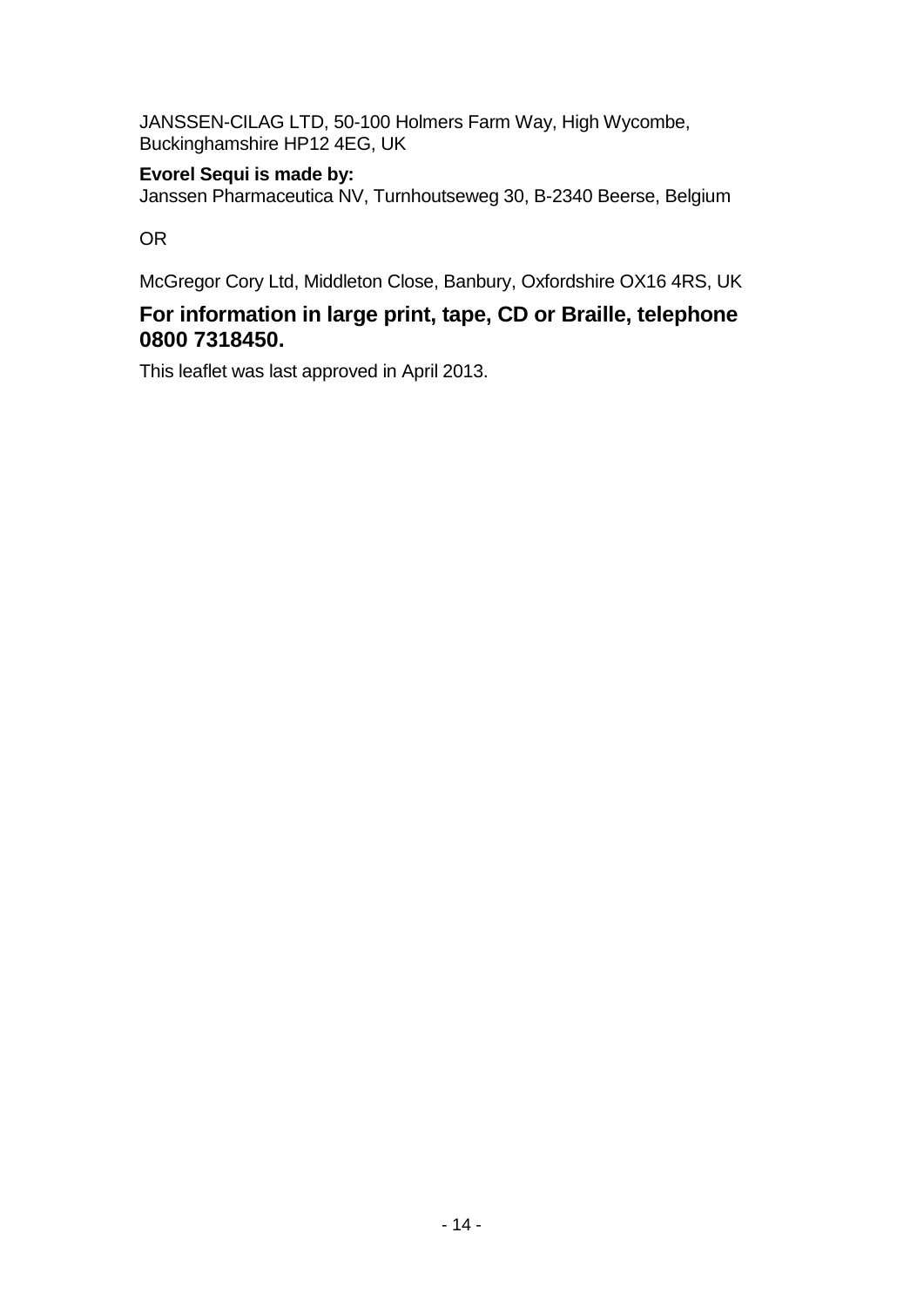JANSSEN-CILAG LTD, 50-100 Holmers Farm Way, High Wycombe, Buckinghamshire HP12 4EG, UK

**Evorel Sequi is made by:**
Janssen Pharmaceutica NV, Turnhoutseweg 30, B-2340 Beerse, Belgium

OR

McGregor Cory Ltd, Middleton Close, Banbury, Oxfordshire OX16 4RS, UK

## For information in large print, tape, CD or Braille, telephone 0800 7318450.

This leaflet was last approved in April 2013.